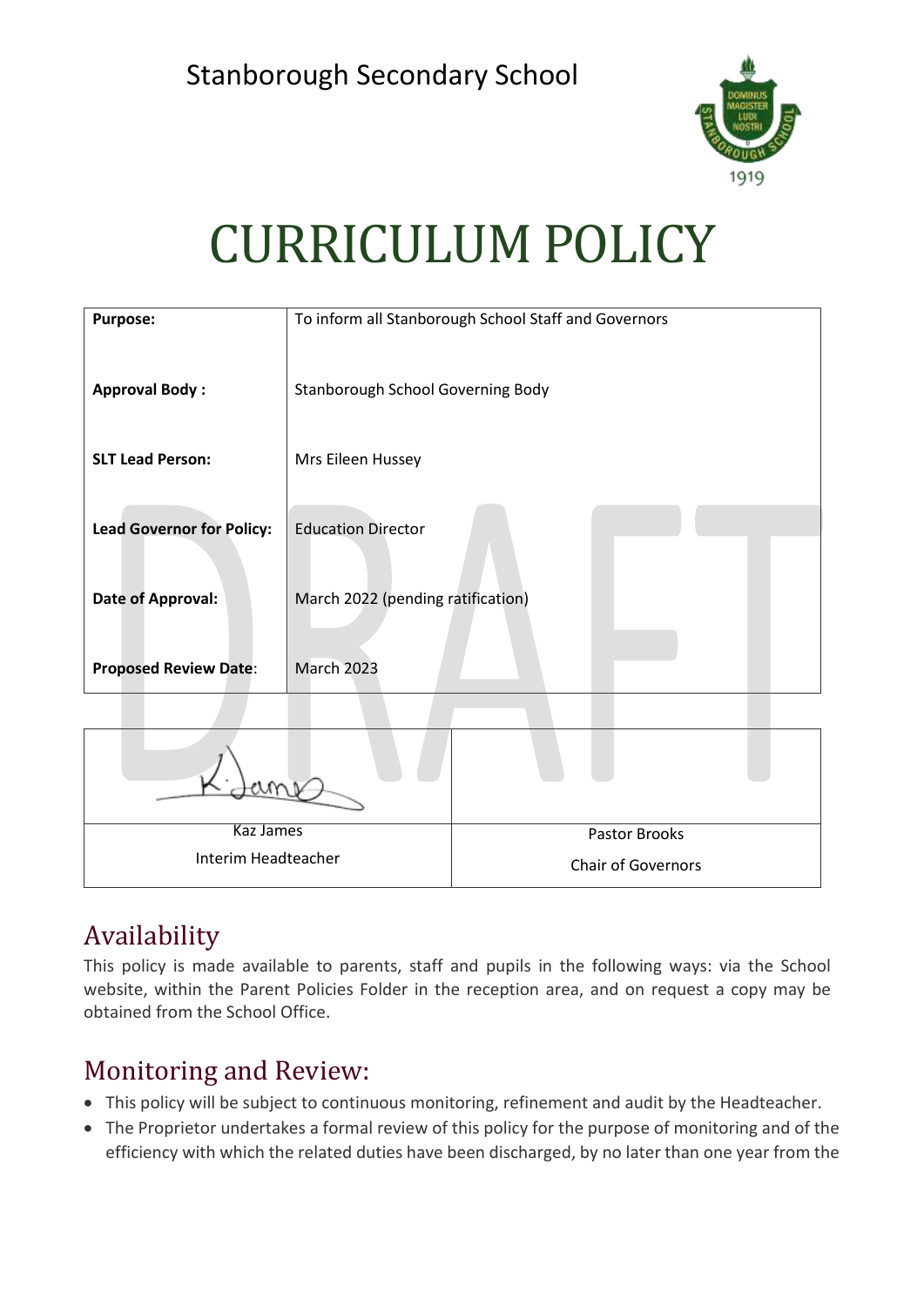Stanborough Secondary School

# CURRICULUM POLICY

| **Purpose:** | To inform all Stanborough School Staff and Governors |
|---|---|
| **Approval Body :** | Stanborough School Governing Body |
| **SLT Lead Person:** | Mrs Eileen Hussey |
| **Lead Governor for Policy:** | Education Director |
| **Date of Approval:** | March 2022 (pending ratification) |
| **Proposed Review Date:** | March 2023 |

| | |
|---|---|
| Kaz James<br>Interim Headteacher | Pastor Brooks<br>Chair of Governors |

## Availability

This policy is made available to parents, staff and pupils in the following ways: via the School website, within the Parent Policies Folder in the reception area, and on request a copy may be obtained from the School Office.

## Monitoring and Review:

- This policy will be subject to continuous monitoring, refinement and audit by the Headteacher.
- The Proprietor undertakes a formal review of this policy for the purpose of monitoring and of the efficiency with which the related duties have been discharged, by no later than one year from the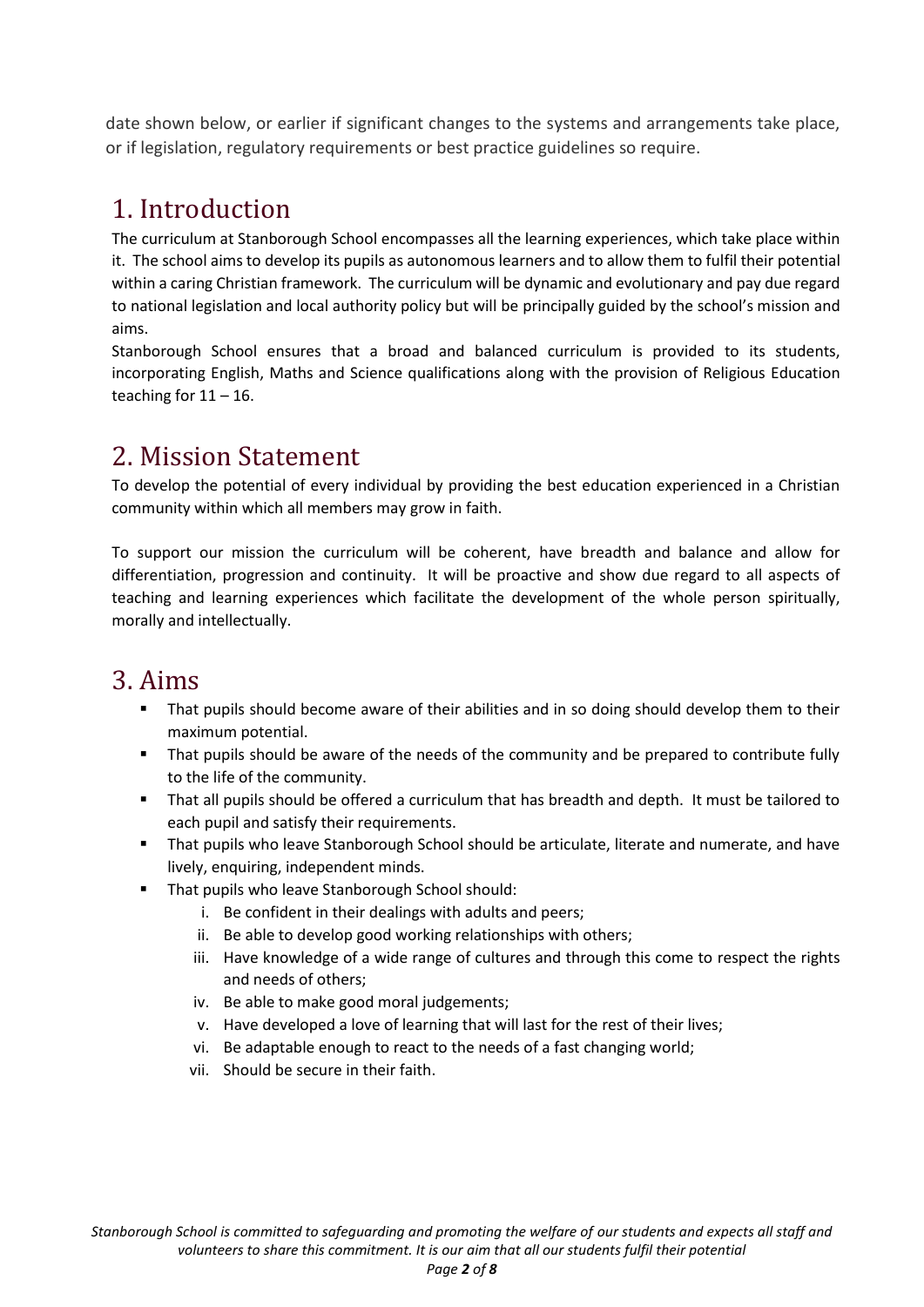date shown below, or earlier if significant changes to the systems and arrangements take place, or if legislation, regulatory requirements or best practice guidelines so require.

## 1. Introduction

The curriculum at Stanborough School encompasses all the learning experiences, which take place within it. The school aims to develop its pupils as autonomous learners and to allow them to fulfil their potential within a caring Christian framework. The curriculum will be dynamic and evolutionary and pay due regard to national legislation and local authority policy but will be principally guided by the school's mission and aims.

Stanborough School ensures that a broad and balanced curriculum is provided to its students, incorporating English, Maths and Science qualifications along with the provision of Religious Education teaching for 11 – 16.

## 2. Mission Statement

To develop the potential of every individual by providing the best education experienced in a Christian community within which all members may grow in faith.

To support our mission the curriculum will be coherent, have breadth and balance and allow for differentiation, progression and continuity. It will be proactive and show due regard to all aspects of teaching and learning experiences which facilitate the development of the whole person spiritually, morally and intellectually.

## 3. Aims

- That pupils should become aware of their abilities and in so doing should develop them to their maximum potential.
- That pupils should be aware of the needs of the community and be prepared to contribute fully to the life of the community.
- That all pupils should be offered a curriculum that has breadth and depth. It must be tailored to each pupil and satisfy their requirements.
- That pupils who leave Stanborough School should be articulate, literate and numerate, and have lively, enquiring, independent minds.
- That pupils who leave Stanborough School should:
    - i. Be confident in their dealings with adults and peers;
    - ii. Be able to develop good working relationships with others;
    - iii. Have knowledge of a wide range of cultures and through this come to respect the rights and needs of others;
    - iv. Be able to make good moral judgements;
    - v. Have developed a love of learning that will last for the rest of their lives;
    - vi. Be adaptable enough to react to the needs of a fast changing world;
    - vii. Should be secure in their faith.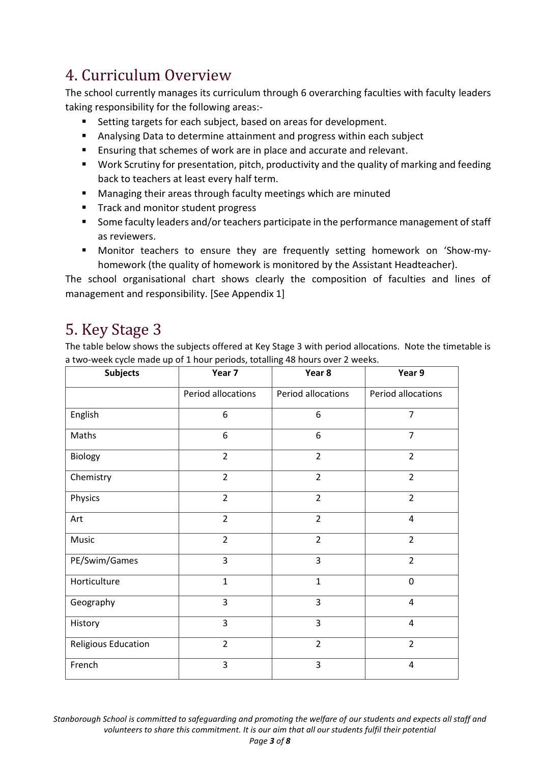## 4. Curriculum Overview

The school currently manages its curriculum through 6 overarching faculties with faculty leaders taking responsibility for the following areas:-

- Setting targets for each subject, based on areas for development.
- Analysing Data to determine attainment and progress within each subject
- Ensuring that schemes of work are in place and accurate and relevant.
- Work Scrutiny for presentation, pitch, productivity and the quality of marking and feeding back to teachers at least every half term.
- Managing their areas through faculty meetings which are minuted
- Track and monitor student progress
- Some faculty leaders and/or teachers participate in the performance management of staff as reviewers.
- Monitor teachers to ensure they are frequently setting homework on 'Show-my-homework (the quality of homework is monitored by the Assistant Headteacher).

The school organisational chart shows clearly the composition of faculties and lines of management and responsibility. [See Appendix 1]

## 5. Key Stage 3

The table below shows the subjects offered at Key Stage 3 with period allocations. Note the timetable is a two-week cycle made up of 1 hour periods, totalling 48 hours over 2 weeks.

| Subjects | Year 7 | Year 8 | Year 9 |
|---|---|---|---|
| | Period allocations | Period allocations | Period allocations |
| English | 6 | 6 | 7 |
| Maths | 6 | 6 | 7 |
| Biology | 2 | 2 | 2 |
| Chemistry | 2 | 2 | 2 |
| Physics | 2 | 2 | 2 |
| Art | 2 | 2 | 4 |
| Music | 2 | 2 | 2 |
| PE/Swim/Games | 3 | 3 | 2 |
| Horticulture | 1 | 1 | 0 |
| Geography | 3 | 3 | 4 |
| History | 3 | 3 | 4 |
| Religious Education | 2 | 2 | 2 |
| French | 3 | 3 | 4 |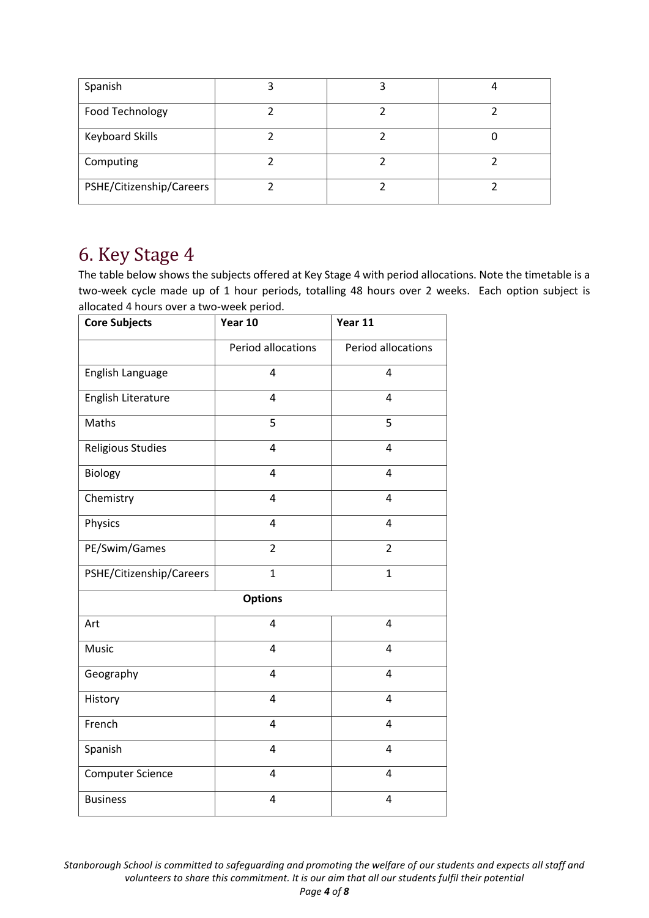| Spanish | 3 | 3 | 4 |
|---|---|---|---|
| Food Technology | 2 | 2 | 2 |
| Keyboard Skills | 2 | 2 | 0 |
| Computing | 2 | 2 | 2 |
| PSHE/Citizenship/Careers | 2 | 2 | 2 |

## 6. Key Stage 4

The table below shows the subjects offered at Key Stage 4 with period allocations. Note the timetable is a two-week cycle made up of 1 hour periods, totalling 48 hours over 2 weeks. Each option subject is allocated 4 hours over a two-week period.

| Core Subjects | Year 10 | Year 11 |
|---|---|---|
| | Period allocations | Period allocations |
| English Language | 4 | 4 |
| English Literature | 4 | 4 |
| Maths | 5 | 5 |
| Religious Studies | 4 | 4 |
| Biology | 4 | 4 |
| Chemistry | 4 | 4 |
| Physics | 4 | 4 |
| PE/Swim/Games | 2 | 2 |
| PSHE/Citizenship/Careers | 1 | 1 |
| **Options** | | |
| Art | 4 | 4 |
| Music | 4 | 4 |
| Geography | 4 | 4 |
| History | 4 | 4 |
| French | 4 | 4 |
| Spanish | 4 | 4 |
| Computer Science | 4 | 4 |
| Business | 4 | 4 |

*Stanborough School is committed to safeguarding and promoting the welfare of our students and expects all staff and volunteers to share this commitment. It is our aim that all our students fulfil their potential*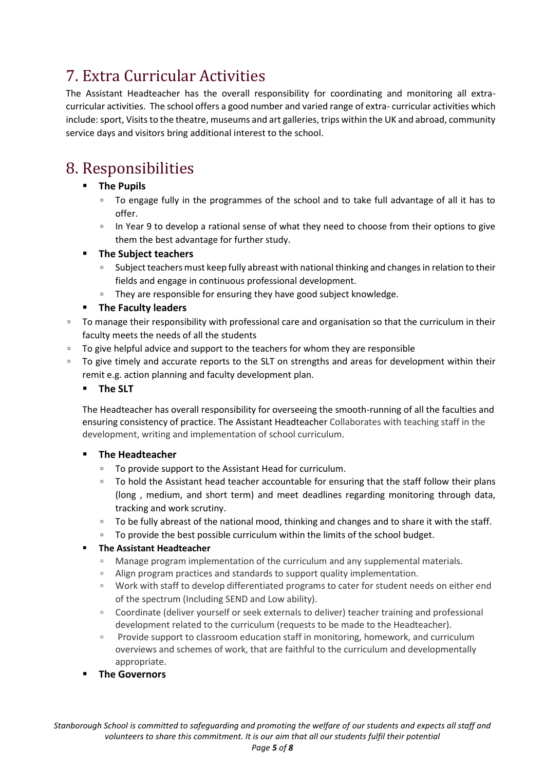## 7. Extra Curricular Activities

The Assistant Headteacher has the overall responsibility for coordinating and monitoring all extra-curricular activities. The school offers a good number and varied range of extra- curricular activities which include: sport, Visits to the theatre, museums and art galleries, trips within the UK and abroad, community service days and visitors bring additional interest to the school.

## 8. Responsibilities

- **The Pupils**
  - To engage fully in the programmes of the school and to take full advantage of all it has to offer.
  - In Year 9 to develop a rational sense of what they need to choose from their options to give them the best advantage for further study.
- **The Subject teachers**
  - Subject teachers must keep fully abreast with national thinking and changes in relation to their fields and engage in continuous professional development.
  - They are responsible for ensuring they have good subject knowledge.
- **The Faculty leaders**
  - To manage their responsibility with professional care and organisation so that the curriculum in their faculty meets the needs of all the students
  - To give helpful advice and support to the teachers for whom they are responsible
  - To give timely and accurate reports to the SLT on strengths and areas for development within their remit e.g. action planning and faculty development plan.
- **The SLT**

  The Headteacher has overall responsibility for overseeing the smooth-running of all the faculties and ensuring consistency of practice. The Assistant Headteacher Collaborates with teaching staff in the development, writing and implementation of school curriculum.

- **The Headteacher**
  - To provide support to the Assistant Head for curriculum.
  - To hold the Assistant head teacher accountable for ensuring that the staff follow their plans (long , medium, and short term) and meet deadlines regarding monitoring through data, tracking and work scrutiny.
  - To be fully abreast of the national mood, thinking and changes and to share it with the staff.
  - To provide the best possible curriculum within the limits of the school budget.
- **The Assistant Headteacher**
  - Manage program implementation of the curriculum and any supplemental materials.
  - Align program practices and standards to support quality implementation.
  - Work with staff to develop differentiated programs to cater for student needs on either end of the spectrum (Including SEND and Low ability).
  - Coordinate (deliver yourself or seek externals to deliver) teacher training and professional development related to the curriculum (requests to be made to the Headteacher).
  - Provide support to classroom education staff in monitoring, homework, and curriculum overviews and schemes of work, that are faithful to the curriculum and developmentally appropriate.
- **The Governors**

*Stanborough School is committed to safeguarding and promoting the welfare of our students and expects all staff and volunteers to share this commitment. It is our aim that all our students fulfil their potential*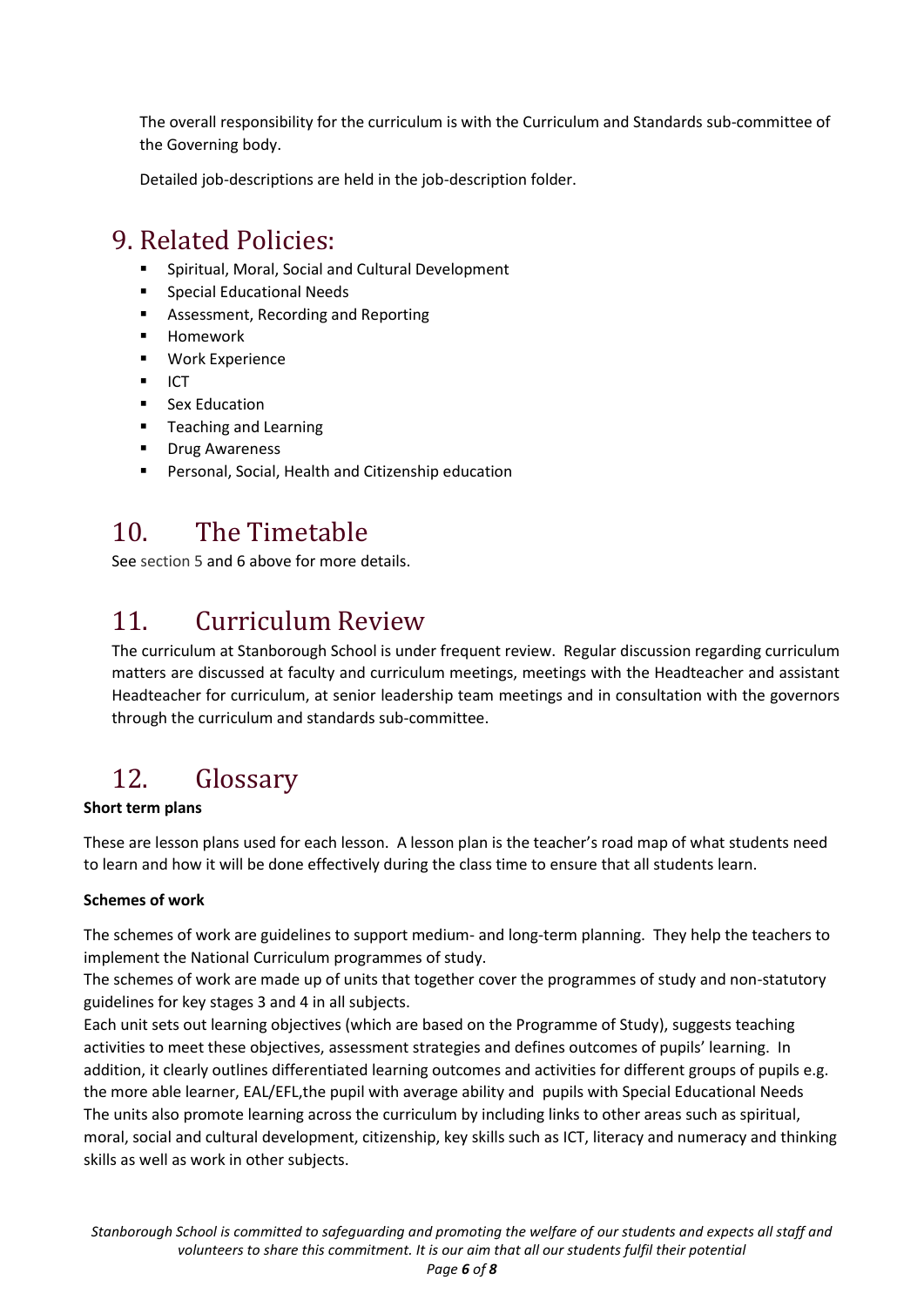The overall responsibility for the curriculum is with the Curriculum and Standards sub-committee of the Governing body.

Detailed job-descriptions are held in the job-description folder.

# 9. Related Policies:

- Spiritual, Moral, Social and Cultural Development
- Special Educational Needs
- Assessment, Recording and Reporting
- Homework
- Work Experience
- ICT
- Sex Education
- Teaching and Learning
- Drug Awareness
- Personal, Social, Health and Citizenship education

# 10. The Timetable

See section 5 and 6 above for more details.

# 11. Curriculum Review

The curriculum at Stanborough School is under frequent review. Regular discussion regarding curriculum matters are discussed at faculty and curriculum meetings, meetings with the Headteacher and assistant Headteacher for curriculum, at senior leadership team meetings and in consultation with the governors through the curriculum and standards sub-committee.

# 12. Glossary

**Short term plans**

These are lesson plans used for each lesson. A lesson plan is the teacher's road map of what students need to learn and how it will be done effectively during the class time to ensure that all students learn.

**Schemes of work**

The schemes of work are guidelines to support medium- and long-term planning. They help the teachers to implement the National Curriculum programmes of study.
The schemes of work are made up of units that together cover the programmes of study and non-statutory guidelines for key stages 3 and 4 in all subjects.
Each unit sets out learning objectives (which are based on the Programme of Study), suggests teaching activities to meet these objectives, assessment strategies and defines outcomes of pupils' learning. In addition, it clearly outlines differentiated learning outcomes and activities for different groups of pupils e.g. the more able learner, EAL/EFL,the pupil with average ability and pupils with Special Educational Needs
The units also promote learning across the curriculum by including links to other areas such as spiritual, moral, social and cultural development, citizenship, key skills such as ICT, literacy and numeracy and thinking skills as well as work in other subjects.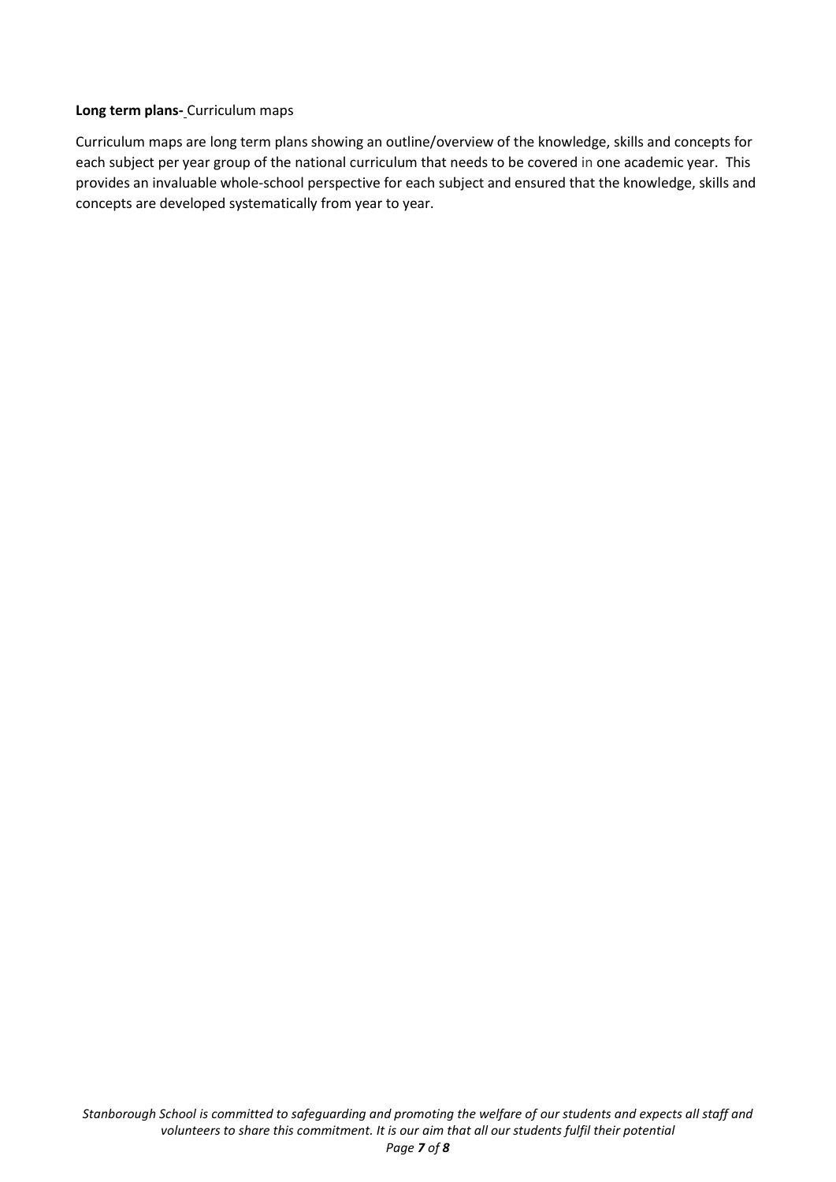**Long term plans-** Curriculum maps

Curriculum maps are long term plans showing an outline/overview of the knowledge, skills and concepts for each subject per year group of the national curriculum that needs to be covered in one academic year. This provides an invaluable whole-school perspective for each subject and ensured that the knowledge, skills and concepts are developed systematically from year to year.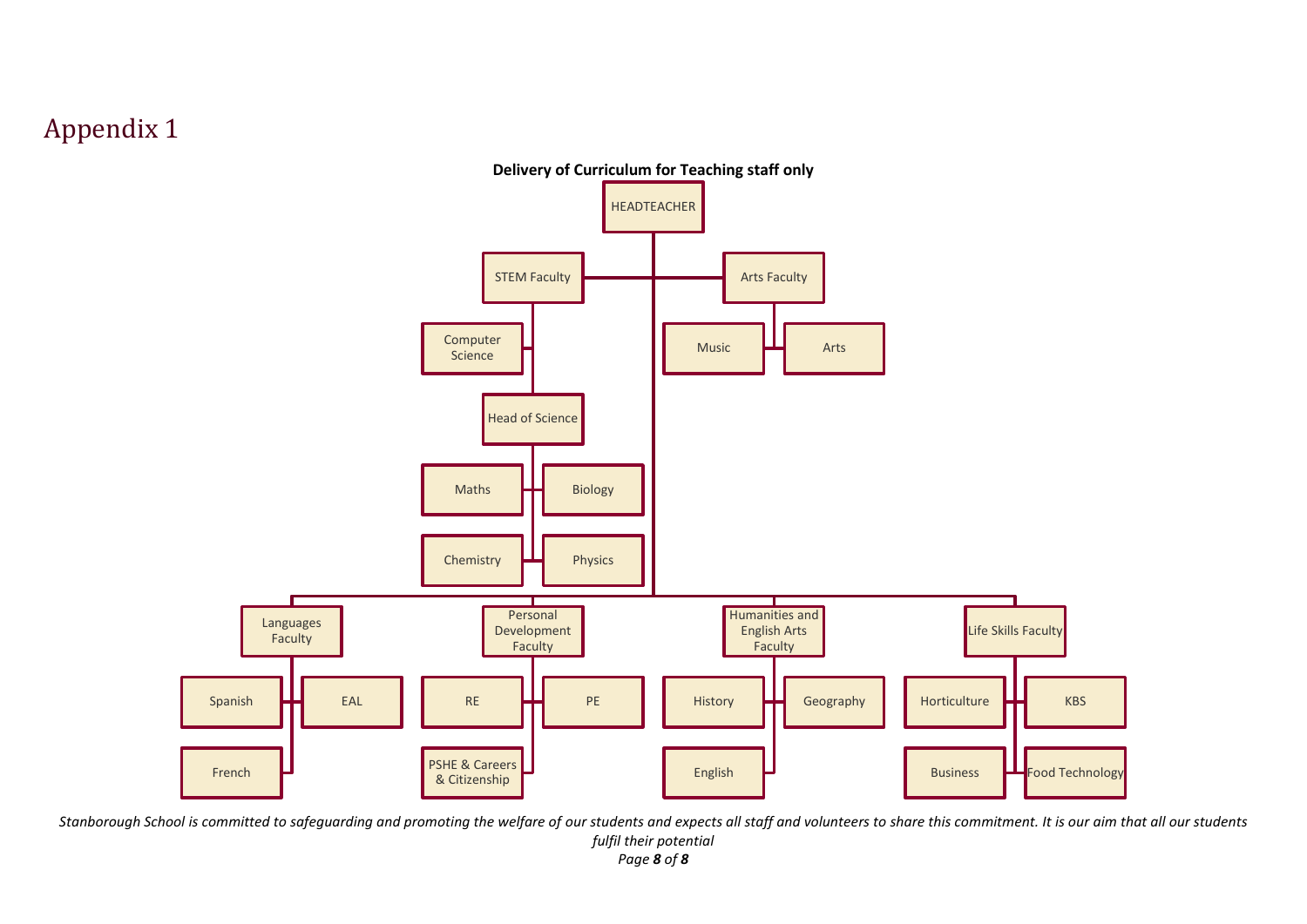# Appendix 1

**Delivery of Curriculum for Teaching staff only**

HEADTEACHER

STEM Faculty

Computer Science

Head of Science

Maths

Biology

Chemistry

Physics

Arts Faculty

Music

Arts

Languages Faculty

Spanish

EAL

French

Personal Development Faculty

RE

PE

PSHE & Careers & Citizenship

Humanities and English Arts Faculty

History

Geography

English

Life Skills Faculty

Horticulture

KBS

Business

Food Technology

*Stanborough School is committed to safeguarding and promoting the welfare of our students and expects all staff and volunteers to share this commitment. It is our aim that all our students fulfil their potential*